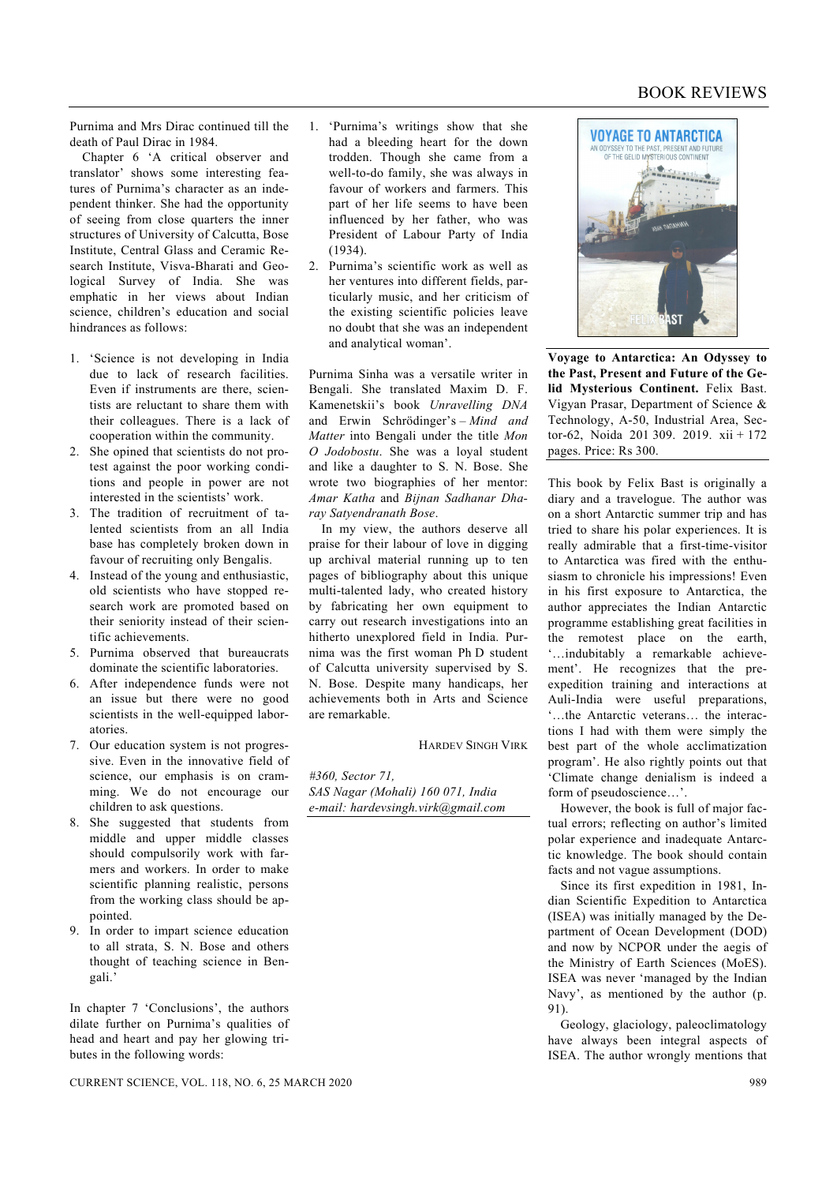Purnima and Mrs Dirac continued till the death of Paul Dirac in 1984.

Chapter 6 'A critical observer and translator' shows some interesting features of Purnima's character as an independent thinker. She had the opportunity of seeing from close quarters the inner structures of University of Calcutta, Bose Institute, Central Glass and Ceramic Research Institute, Visva-Bharati and Geological Survey of India. She was emphatic in her views about Indian science, children's education and social hindrances as follows:

1. 'Science is not developing in India due to lack of research facilities. Even if instruments are there, scientists are reluctant to share them with their colleagues. There is a lack of cooperation within the community.
2. She opined that scientists do not protest against the poor working conditions and people in power are not interested in the scientists' work.
3. The tradition of recruitment of talented scientists from an all India base has completely broken down in favour of recruiting only Bengalis.
4. Instead of the young and enthusiastic, old scientists who have stopped research work are promoted based on their seniority instead of their scientific achievements.
5. Purnima observed that bureaucrats dominate the scientific laboratories.
6. After independence funds were not an issue but there were no good scientists in the well-equipped laboratories.
7. Our education system is not progressive. Even in the innovative field of science, our emphasis is on cramming. We do not encourage our children to ask questions.
8. She suggested that students from middle and upper middle classes should compulsorily work with farmers and workers. In order to make scientific planning realistic, persons from the working class should be appointed.
9. In order to impart science education to all strata, S. N. Bose and others thought of teaching science in Bengali.'

In chapter 7 'Conclusions', the authors dilate further on Purnima's qualities of head and heart and pay her glowing tributes in the following words:

1. 'Purnima's writings show that she had a bleeding heart for the down trodden. Though she came from a well-to-do family, she was always in favour of workers and farmers. This part of her life seems to have been influenced by her father, who was President of Labour Party of India (1934).
2. Purnima's scientific work as well as her ventures into different fields, particularly music, and her criticism of the existing scientific policies leave no doubt that she was an independent and analytical woman'.

Purnima Sinha was a versatile writer in Bengali. She translated Maxim D. F. Kamenetskii's book *Unravelling DNA* and Erwin Schrödinger's – *Mind and Matter* into Bengali under the title *Mon O Jodobostu*. She was a loyal student and like a daughter to S. N. Bose. She wrote two biographies of her mentor: *Amar Katha* and *Bijnan Sadhanar Dharay Satyendranath Bose*.

In my view, the authors deserve all praise for their labour of love in digging up archival material running up to ten pages of bibliography about this unique multi-talented lady, who created history by fabricating her own equipment to carry out research investigations into an hitherto unexplored field in India. Purnima was the first woman Ph D student of Calcutta university supervised by S. N. Bose. Despite many handicaps, her achievements both in Arts and Science are remarkable.

HARDEV SINGH VIRK

*#360, Sector 71,*
*SAS Nagar (Mohali) 160 071, India*
*e-mail: hardevsingh.virk@gmail.com*

---

**Voyage to Antarctica: An Odyssey to the Past, Present and Future of the Gelid Mysterious Continent.** Felix Bast. Vigyan Prasar, Department of Science & Technology, A-50, Industrial Area, Sector-62, Noida 201 309. 2019. xii + 172 pages. Price: Rs 300.

This book by Felix Bast is originally a diary and a travelogue. The author was on a short Antarctic summer trip and has tried to share his polar experiences. It is really admirable that a first-time-visitor to Antarctica was fired with the enthusiasm to chronicle his impressions! Even in his first exposure to Antarctica, the author appreciates the Indian Antarctic programme establishing great facilities in the remotest place on the earth, '…indubitably a remarkable achievement'. He recognizes that the pre-expedition training and interactions at Auli-India were useful preparations, '…the Antarctic veterans… the interactions I had with them were simply the best part of the whole acclimatization program'. He also rightly points out that 'Climate change denialism is indeed a form of pseudoscience…'.

However, the book is full of major factual errors; reflecting on author's limited polar experience and inadequate Antarctic knowledge. The book should contain facts and not vague assumptions.

Since its first expedition in 1981, Indian Scientific Expedition to Antarctica (ISEA) was initially managed by the Department of Ocean Development (DOD) and now by NCPOR under the aegis of the Ministry of Earth Sciences (MoES). ISEA was never 'managed by the Indian Navy', as mentioned by the author (p. 91).

Geology, glaciology, paleoclimatology have always been integral aspects of ISEA. The author wrongly mentions that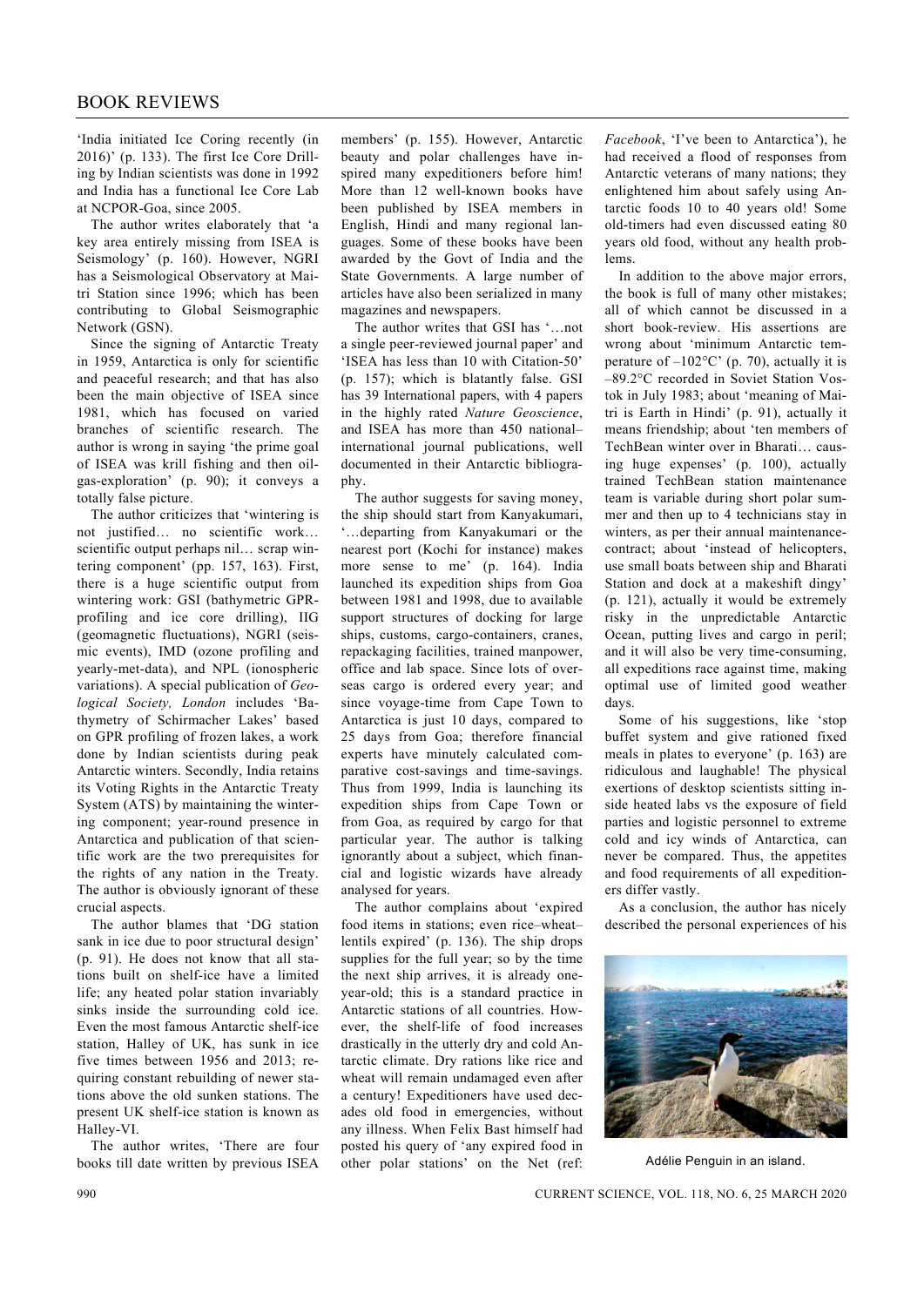'India initiated Ice Coring recently (in 2016)' (p. 133). The first Ice Core Drilling by Indian scientists was done in 1992 and India has a functional Ice Core Lab at NCPOR-Goa, since 2005.

The author writes elaborately that 'a key area entirely missing from ISEA is Seismology' (p. 160). However, NGRI has a Seismological Observatory at Maitri Station since 1996; which has been contributing to Global Seismographic Network (GSN).

Since the signing of Antarctic Treaty in 1959, Antarctica is only for scientific and peaceful research; and that has also been the main objective of ISEA since 1981, which has focused on varied branches of scientific research. The author is wrong in saying 'the prime goal of ISEA was krill fishing and then oil-gas-exploration' (p. 90); it conveys a totally false picture.

The author criticizes that 'wintering is not justified… no scientific work… scientific output perhaps nil… scrap wintering component' (pp. 157, 163). First, there is a huge scientific output from wintering work: GSI (bathymetric GPR-profiling and ice core drilling), IIG (geomagnetic fluctuations), NGRI (seismic events), IMD (ozone profiling and yearly-met-data), and NPL (ionospheric variations). A special publication of *Geological Society, London* includes 'Bathymetry of Schirmacher Lakes' based on GPR profiling of frozen lakes, a work done by Indian scientists during peak Antarctic winters. Secondly, India retains its Voting Rights in the Antarctic Treaty System (ATS) by maintaining the wintering component; year-round presence in Antarctica and publication of that scientific work are the two prerequisites for the rights of any nation in the Treaty. The author is obviously ignorant of these crucial aspects.

The author blames that 'DG station sank in ice due to poor structural design' (p. 91). He does not know that all stations built on shelf-ice have a limited life; any heated polar station invariably sinks inside the surrounding cold ice. Even the most famous Antarctic shelf-ice station, Halley of UK, has sunk in ice five times between 1956 and 2013; requiring constant rebuilding of newer stations above the old sunken stations. The present UK shelf-ice station is known as Halley-VI.

The author writes, 'There are four books till date written by previous ISEA members' (p. 155). However, Antarctic beauty and polar challenges have inspired many expeditioners before him! More than 12 well-known books have been published by ISEA members in English, Hindi and many regional languages. Some of these books have been awarded by the Govt of India and the State Governments. A large number of articles have also been serialized in many magazines and newspapers.

The author writes that GSI has '…not a single peer-reviewed journal paper' and 'ISEA has less than 10 with Citation-50' (p. 157); which is blatantly false. GSI has 39 International papers, with 4 papers in the highly rated *Nature Geoscience*, and ISEA has more than 450 national–international journal publications, well documented in their Antarctic bibliography.

The author suggests for saving money, the ship should start from Kanyakumari, '…departing from Kanyakumari or the nearest port (Kochi for instance) makes more sense to me' (p. 164). India launched its expedition ships from Goa between 1981 and 1998, due to available support structures of docking for large ships, customs, cargo-containers, cranes, repackaging facilities, trained manpower, office and lab space. Since lots of overseas cargo is ordered every year; and since voyage-time from Cape Town to Antarctica is just 10 days, compared to 25 days from Goa; therefore financial experts have minutely calculated comparative cost-savings and time-savings. Thus from 1999, India is launching its expedition ships from Cape Town or from Goa, as required by cargo for that particular year. The author is talking ignorantly about a subject, which financial and logistic wizards have already analysed for years.

The author complains about 'expired food items in stations; even rice–wheat–lentils expired' (p. 136). The ship drops supplies for the full year; so by the time the next ship arrives, it is already one-year-old; this is a standard practice in Antarctic stations of all countries. However, the shelf-life of food increases drastically in the utterly dry and cold Antarctic climate. Dry rations like rice and wheat will remain undamaged even after a century! Expeditioners have used decades old food in emergencies, without any illness. When Felix Bast himself had posted his query of 'any expired food in other polar stations' on the Net (ref: *Facebook*, 'I've been to Antarctica'), he had received a flood of responses from Antarctic veterans of many nations; they enlightened him about safely using Antarctic foods 10 to 40 years old! Some old-timers had even discussed eating 80 years old food, without any health problems.

In addition to the above major errors, the book is full of many other mistakes; all of which cannot be discussed in a short book-review. His assertions are wrong about 'minimum Antarctic temperature of –102°C' (p. 70), actually it is –89.2°C recorded in Soviet Station Vostok in July 1983; about 'meaning of Maitri is Earth in Hindi' (p. 91), actually it means friendship; about 'ten members of TechBean winter over in Bharati… causing huge expenses' (p. 100), actually trained TechBean station maintenance team is variable during short polar summer and then up to 4 technicians stay in winters, as per their annual maintenance-contract; about 'instead of helicopters, use small boats between ship and Bharati Station and dock at a makeshift dingy' (p. 121), actually it would be extremely risky in the unpredictable Antarctic Ocean, putting lives and cargo in peril; and it will also be very time-consuming, all expeditions race against time, making optimal use of limited good weather days.

Some of his suggestions, like 'stop buffet system and give rationed fixed meals in plates to everyone' (p. 163) are ridiculous and laughable! The physical exertions of desktop scientists sitting inside heated labs vs the exposure of field parties and logistic personnel to extreme cold and icy winds of Antarctica, can never be compared. Thus, the appetites and food requirements of all expeditioners differ vastly.

As a conclusion, the author has nicely described the personal experiences of his

Adélie Penguin in an island.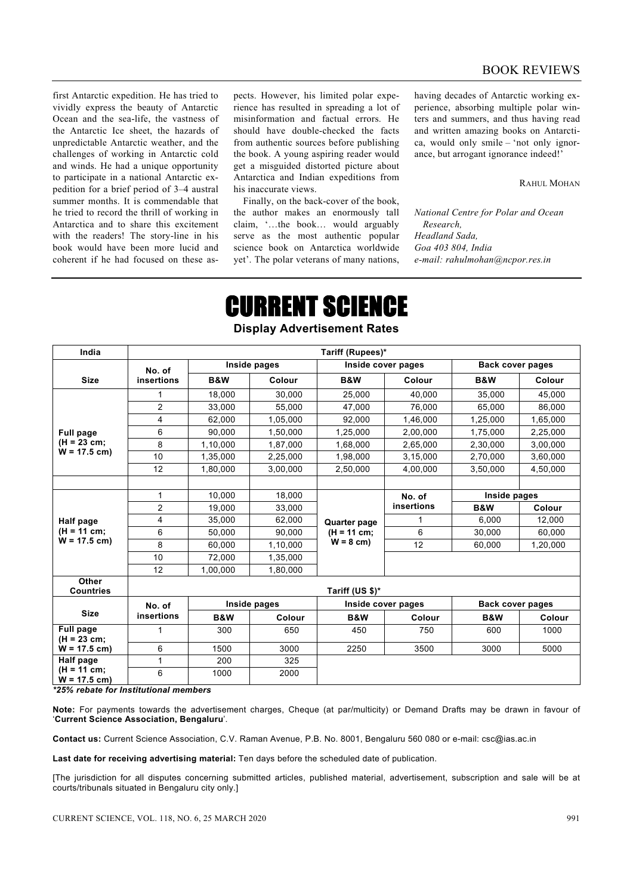first Antarctic expedition. He has tried to vividly express the beauty of Antarctic Ocean and the sea-life, the vastness of the Antarctic Ice sheet, the hazards of unpredictable Antarctic weather, and the challenges of working in Antarctic cold and winds. He had a unique opportunity to participate in a national Antarctic expedition for a brief period of 3–4 austral summer months. It is commendable that he tried to record the thrill of working in Antarctica and to share this excitement with the readers! The story-line in his book would have been more lucid and coherent if he had focused on these aspects. However, his limited polar experience has resulted in spreading a lot of misinformation and factual errors. He should have double-checked the facts from authentic sources before publishing the book. A young aspiring reader would get a misguided distorted picture about Antarctica and Indian expeditions from his inaccurate views.

Finally, on the back-cover of the book, the author makes an enormously tall claim, '…the book… would arguably serve as the most authentic popular science book on Antarctica worldwide yet'. The polar veterans of many nations, having decades of Antarctic working experience, absorbing multiple polar winters and summers, and thus having read and written amazing books on Antarctica, would only smile – 'not only ignorance, but arrogant ignorance indeed!'

RAHUL MOHAN

*National Centre for Polar and Ocean Research,*
*Headland Sada,*
*Goa 403 804, India*
*e-mail: rahulmohan@ncpor.res.in*

# CURRENT SCIENCE

## Display Advertisement Rates

| India | Tariff (Rupees)* | | | | | | |
|---|---|---|---|---|---|---|---|
| | No. of | Inside pages | | Inside cover pages | | Back cover pages | |
| **Size** | **insertions** | **B&W** | **Colour** | **B&W** | **Colour** | **B&W** | **Colour** |
| **Full page (H = 23 cm; W = 17.5 cm)** | 1 | 18,000 | 30,000 | 25,000 | 40,000 | 35,000 | 45,000 |
| | 2 | 33,000 | 55,000 | 47,000 | 76,000 | 65,000 | 86,000 |
| | 4 | 62,000 | 1,05,000 | 92,000 | 1,46,000 | 1,25,000 | 1,65,000 |
| | 6 | 90,000 | 1,50,000 | 1,25,000 | 2,00,000 | 1,75,000 | 2,25,000 |
| | 8 | 1,10,000 | 1,87,000 | 1,68,000 | 2,65,000 | 2,30,000 | 3,00,000 |
| | 10 | 1,35,000 | 2,25,000 | 1,98,000 | 3,15,000 | 2,70,000 | 3,60,000 |
| | 12 | 1,80,000 | 3,00,000 | 2,50,000 | 4,00,000 | 3,50,000 | 4,50,000 |
| | | | | | | | |
| **Half page (H = 11 cm; W = 17.5 cm)** | 1 | 10,000 | 18,000 | **Quarter page (H = 11 cm; W = 8 cm)** | **No. of insertions** | **Inside pages** | |
| | 2 | 19,000 | 33,000 | | | **B&W** | **Colour** |
| | 4 | 35,000 | 62,000 | | 1 | 6,000 | 12,000 |
| | 6 | 50,000 | 90,000 | | 6 | 30,000 | 60,000 |
| | 8 | 60,000 | 1,10,000 | | 12 | 60,000 | 1,20,000 |
| | 10 | 72,000 | 1,35,000 | | | | |
| | 12 | 1,00,000 | 1,80,000 | | | | |
| **Other Countries** | **Tariff (US $)*** | | | | | | |
| | No. of | Inside pages | | Inside cover pages | | Back cover pages | |
| **Size** | **insertions** | **B&W** | **Colour** | **B&W** | **Colour** | **B&W** | **Colour** |
| **Full page (H = 23 cm; W = 17.5 cm)** | 1 | 300 | 650 | 450 | 750 | 600 | 1000 |
| | 6 | 1500 | 3000 | 2250 | 3500 | 3000 | 5000 |
| **Half page (H = 11 cm; W = 17.5 cm)** | 1 | 200 | 325 | | | | |
| | 6 | 1000 | 2000 | | | | |

***25% rebate for Institutional members***

**Note:** For payments towards the advertisement charges, Cheque (at par/multicity) or Demand Drafts may be drawn in favour of '**Current Science Association, Bengaluru**'.

**Contact us:** Current Science Association, C.V. Raman Avenue, P.B. No. 8001, Bengaluru 560 080 or e-mail: csc@ias.ac.in

**Last date for receiving advertising material:** Ten days before the scheduled date of publication.

[The jurisdiction for all disputes concerning submitted articles, published material, advertisement, subscription and sale will be at courts/tribunals situated in Bengaluru city only.]